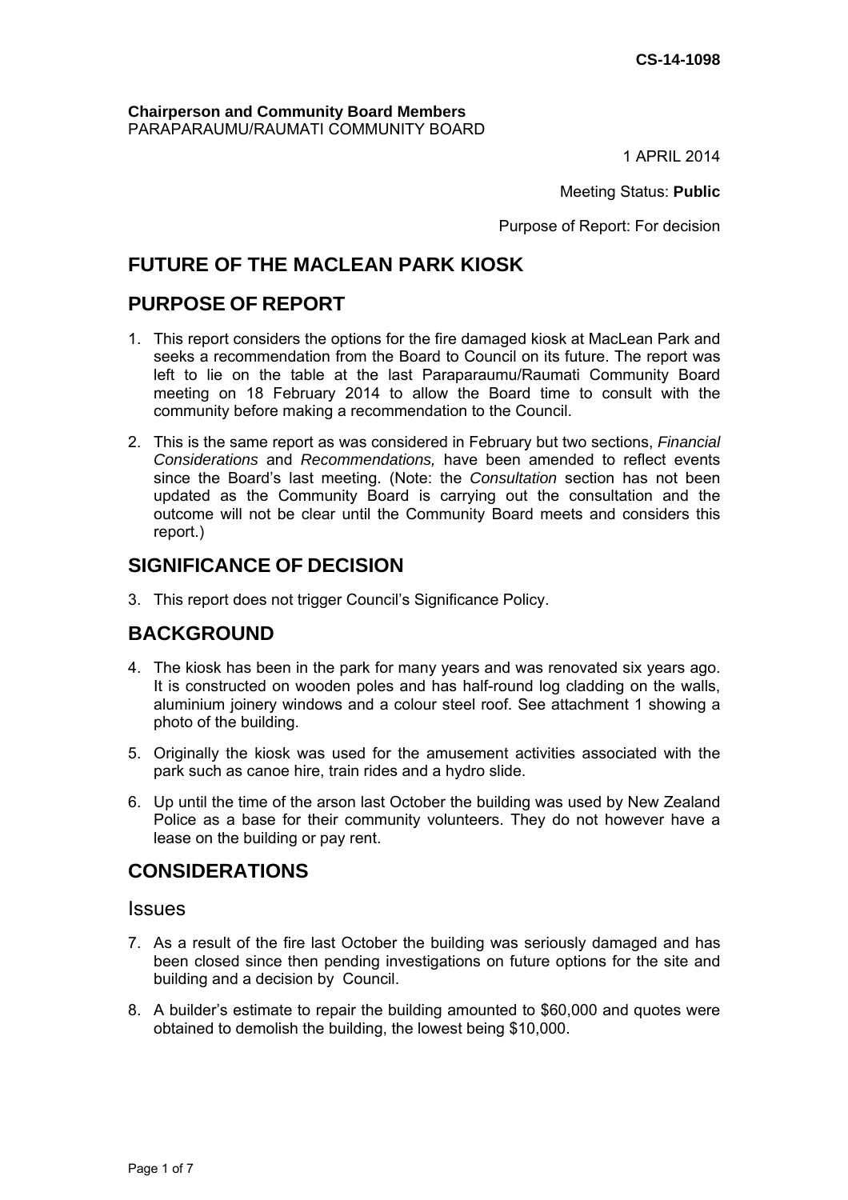**CS-14-1098**

**Chairperson and Community Board Members**
PARAPARAUMU/RAUMATI COMMUNITY BOARD

1 APRIL 2014

Meeting Status: **Public**

Purpose of Report: For decision

# FUTURE OF THE MACLEAN PARK KIOSK

## PURPOSE OF REPORT

1. This report considers the options for the fire damaged kiosk at MacLean Park and seeks a recommendation from the Board to Council on its future. The report was left to lie on the table at the last Paraparaumu/Raumati Community Board meeting on 18 February 2014 to allow the Board time to consult with the community before making a recommendation to the Council.
2. This is the same report as was considered in February but two sections, *Financial Considerations* and *Recommendations,* have been amended to reflect events since the Board's last meeting. (Note: the *Consultation* section has not been updated as the Community Board is carrying out the consultation and the outcome will not be clear until the Community Board meets and considers this report.)

## SIGNIFICANCE OF DECISION

3. This report does not trigger Council's Significance Policy.

## BACKGROUND

4. The kiosk has been in the park for many years and was renovated six years ago. It is constructed on wooden poles and has half-round log cladding on the walls, aluminium joinery windows and a colour steel roof. See attachment 1 showing a photo of the building.
5. Originally the kiosk was used for the amusement activities associated with the park such as canoe hire, train rides and a hydro slide.
6. Up until the time of the arson last October the building was used by New Zealand Police as a base for their community volunteers. They do not however have a lease on the building or pay rent.

## CONSIDERATIONS

### Issues

7. As a result of the fire last October the building was seriously damaged and has been closed since then pending investigations on future options for the site and building and a decision by Council.
8. A builder's estimate to repair the building amounted to $60,000 and quotes were obtained to demolish the building, the lowest being $10,000.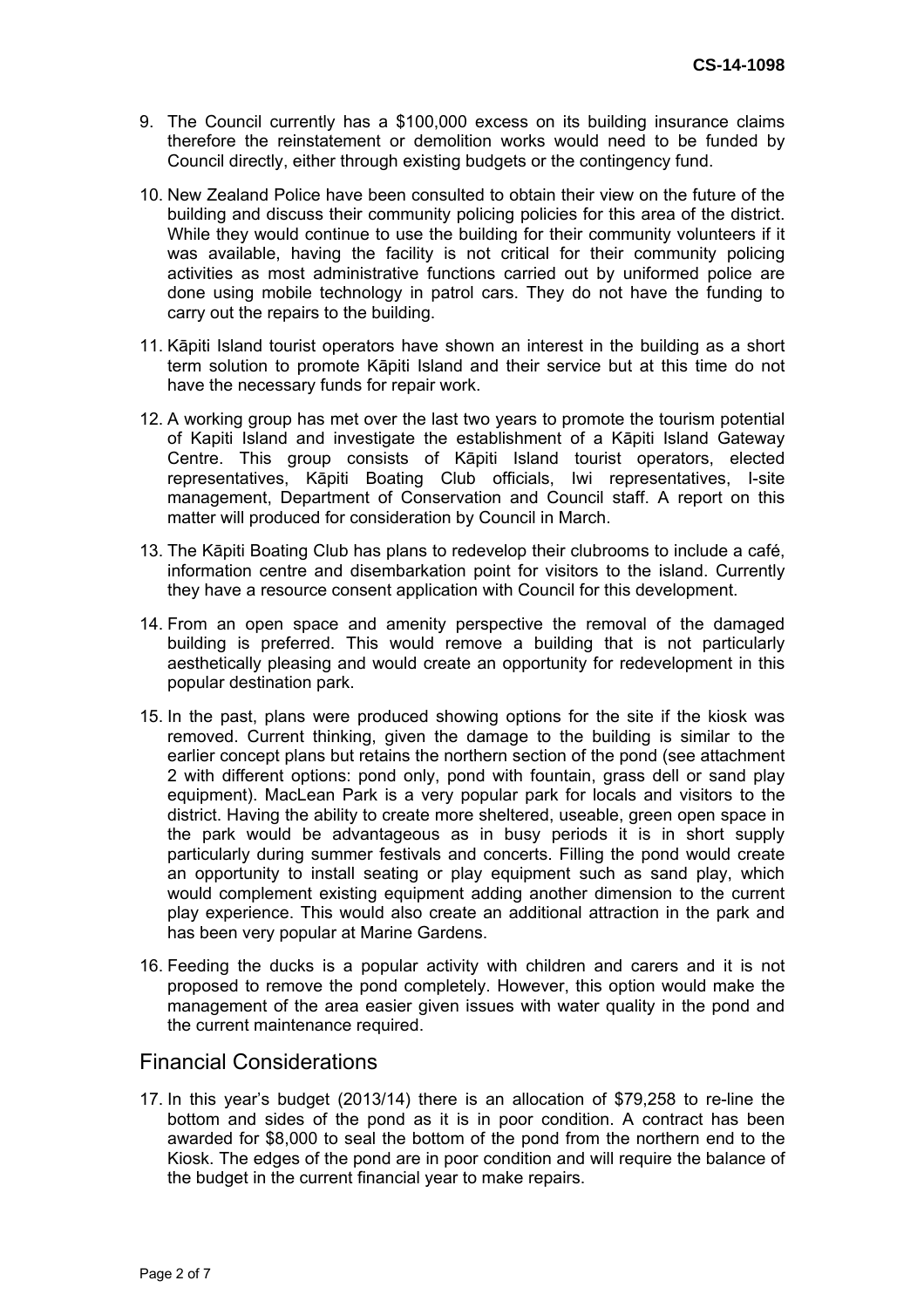9. The Council currently has a $100,000 excess on its building insurance claims therefore the reinstatement or demolition works would need to be funded by Council directly, either through existing budgets or the contingency fund.

10. New Zealand Police have been consulted to obtain their view on the future of the building and discuss their community policing policies for this area of the district. While they would continue to use the building for their community volunteers if it was available, having the facility is not critical for their community policing activities as most administrative functions carried out by uniformed police are done using mobile technology in patrol cars. They do not have the funding to carry out the repairs to the building.

11. Kāpiti Island tourist operators have shown an interest in the building as a short term solution to promote Kāpiti Island and their service but at this time do not have the necessary funds for repair work.

12. A working group has met over the last two years to promote the tourism potential of Kapiti Island and investigate the establishment of a Kāpiti Island Gateway Centre. This group consists of Kāpiti Island tourist operators, elected representatives, Kāpiti Boating Club officials, Iwi representatives, I-site management, Department of Conservation and Council staff. A report on this matter will produced for consideration by Council in March.

13. The Kāpiti Boating Club has plans to redevelop their clubrooms to include a café, information centre and disembarkation point for visitors to the island. Currently they have a resource consent application with Council for this development.

14. From an open space and amenity perspective the removal of the damaged building is preferred. This would remove a building that is not particularly aesthetically pleasing and would create an opportunity for redevelopment in this popular destination park.

15. In the past, plans were produced showing options for the site if the kiosk was removed. Current thinking, given the damage to the building is similar to the earlier concept plans but retains the northern section of the pond (see attachment 2 with different options: pond only, pond with fountain, grass dell or sand play equipment). MacLean Park is a very popular park for locals and visitors to the district. Having the ability to create more sheltered, useable, green open space in the park would be advantageous as in busy periods it is in short supply particularly during summer festivals and concerts. Filling the pond would create an opportunity to install seating or play equipment such as sand play, which would complement existing equipment adding another dimension to the current play experience. This would also create an additional attraction in the park and has been very popular at Marine Gardens.

16. Feeding the ducks is a popular activity with children and carers and it is not proposed to remove the pond completely. However, this option would make the management of the area easier given issues with water quality in the pond and the current maintenance required.

## Financial Considerations

17. In this year's budget (2013/14) there is an allocation of $79,258 to re-line the bottom and sides of the pond as it is in poor condition. A contract has been awarded for $8,000 to seal the bottom of the pond from the northern end to the Kiosk. The edges of the pond are in poor condition and will require the balance of the budget in the current financial year to make repairs.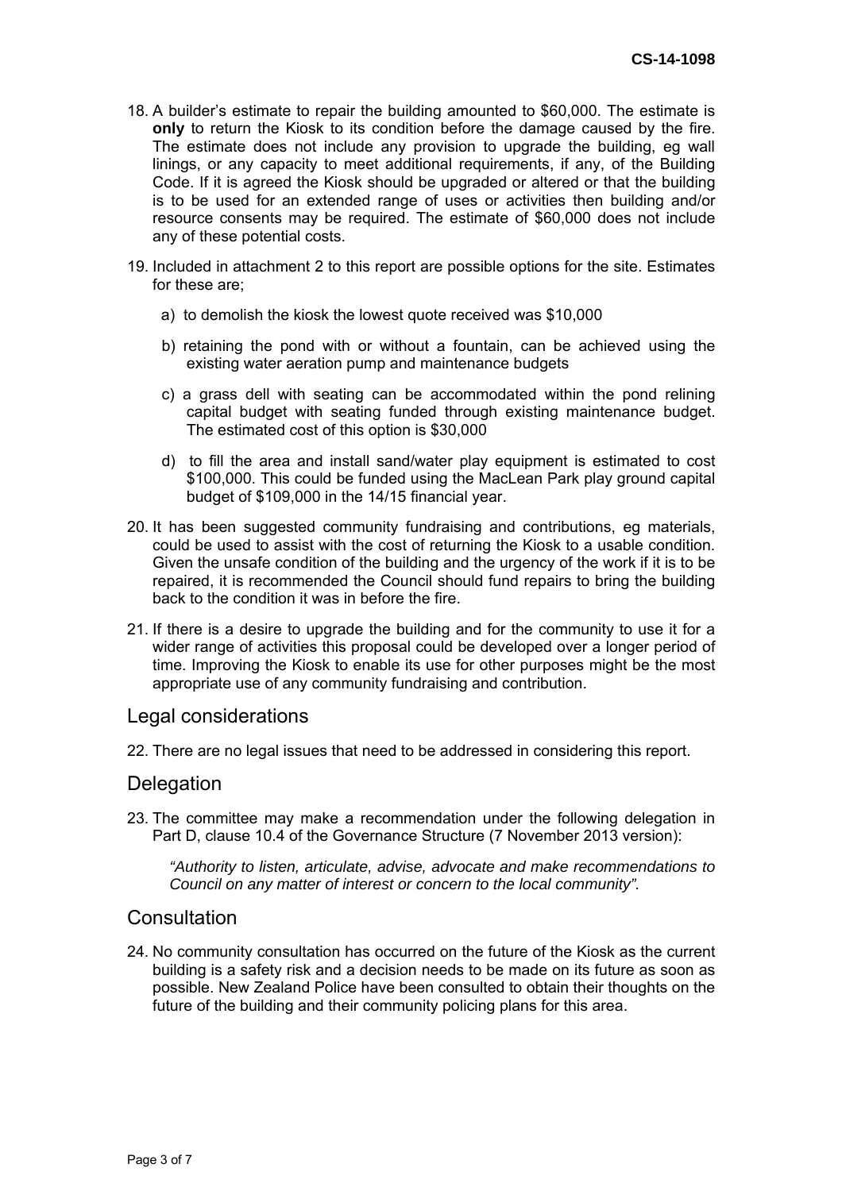18. A builder's estimate to repair the building amounted to $60,000. The estimate is **only** to return the Kiosk to its condition before the damage caused by the fire. The estimate does not include any provision to upgrade the building, eg wall linings, or any capacity to meet additional requirements, if any, of the Building Code. If it is agreed the Kiosk should be upgraded or altered or that the building is to be used for an extended range of uses or activities then building and/or resource consents may be required. The estimate of $60,000 does not include any of these potential costs.

19. Included in attachment 2 to this report are possible options for the site. Estimates for these are;

    a) to demolish the kiosk the lowest quote received was $10,000

    b) retaining the pond with or without a fountain, can be achieved using the existing water aeration pump and maintenance budgets

    c) a grass dell with seating can be accommodated within the pond relining capital budget with seating funded through existing maintenance budget. The estimated cost of this option is $30,000

    d) to fill the area and install sand/water play equipment is estimated to cost $100,000. This could be funded using the MacLean Park play ground capital budget of $109,000 in the 14/15 financial year.

20. It has been suggested community fundraising and contributions, eg materials, could be used to assist with the cost of returning the Kiosk to a usable condition. Given the unsafe condition of the building and the urgency of the work if it is to be repaired, it is recommended the Council should fund repairs to bring the building back to the condition it was in before the fire.

21. If there is a desire to upgrade the building and for the community to use it for a wider range of activities this proposal could be developed over a longer period of time. Improving the Kiosk to enable its use for other purposes might be the most appropriate use of any community fundraising and contribution.

## Legal considerations

22. There are no legal issues that need to be addressed in considering this report.

## Delegation

23. The committee may make a recommendation under the following delegation in Part D, clause 10.4 of the Governance Structure (7 November 2013 version):

    *"Authority to listen, articulate, advise, advocate and make recommendations to Council on any matter of interest or concern to the local community".*

## Consultation

24. No community consultation has occurred on the future of the Kiosk as the current building is a safety risk and a decision needs to be made on its future as soon as possible. New Zealand Police have been consulted to obtain their thoughts on the future of the building and their community policing plans for this area.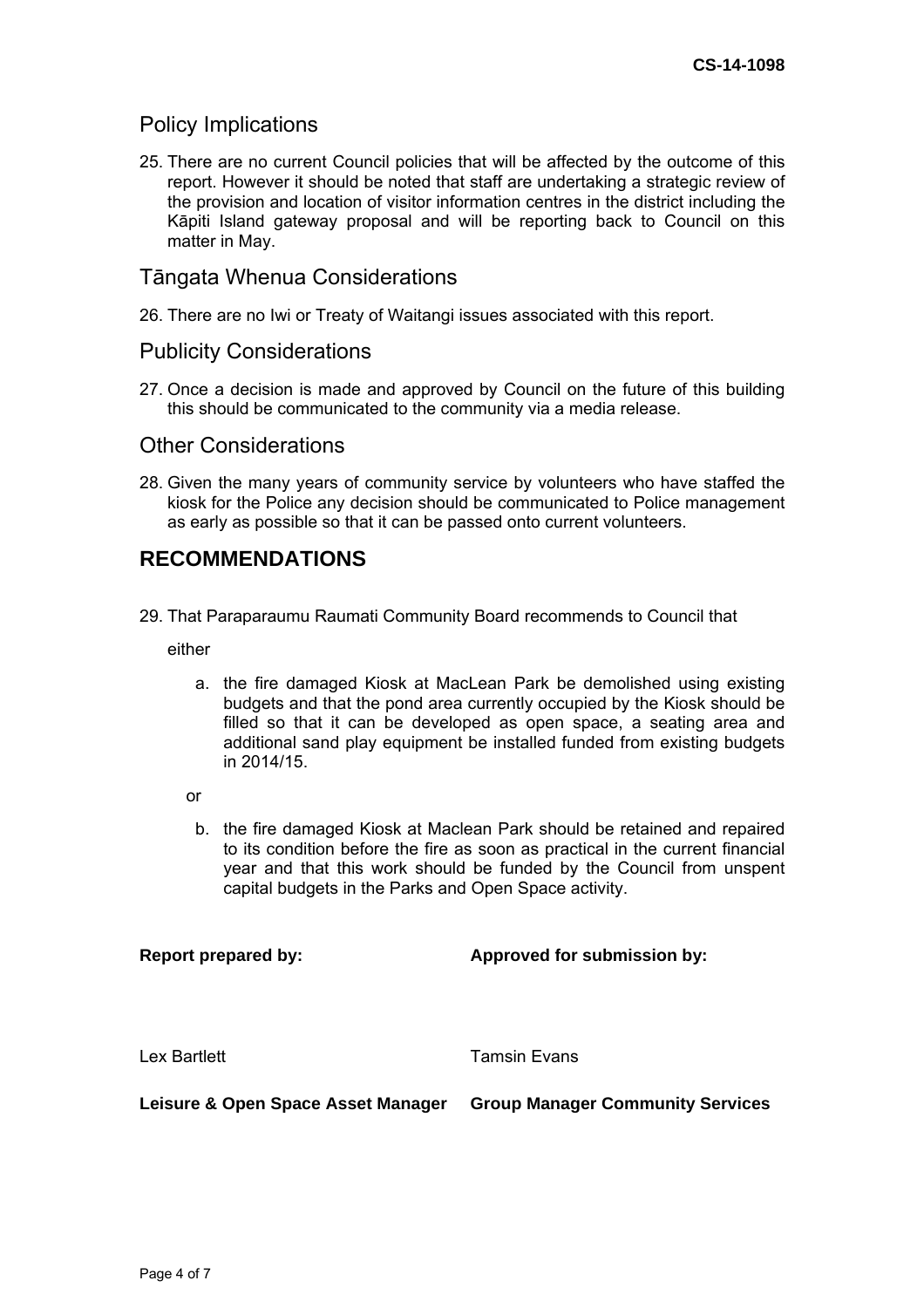## Policy Implications

25. There are no current Council policies that will be affected by the outcome of this report. However it should be noted that staff are undertaking a strategic review of the provision and location of visitor information centres in the district including the Kāpiti Island gateway proposal and will be reporting back to Council on this matter in May.

## Tāngata Whenua Considerations

26. There are no Iwi or Treaty of Waitangi issues associated with this report.

## Publicity Considerations

27. Once a decision is made and approved by Council on the future of this building this should be communicated to the community via a media release.

## Other Considerations

28. Given the many years of community service by volunteers who have staffed the kiosk for the Police any decision should be communicated to Police management as early as possible so that it can be passed onto current volunteers.

# RECOMMENDATIONS

29. That Paraparaumu Raumati Community Board recommends to Council that

either

a. the fire damaged Kiosk at MacLean Park be demolished using existing budgets and that the pond area currently occupied by the Kiosk should be filled so that it can be developed as open space, a seating area and additional sand play equipment be installed funded from existing budgets in 2014/15.

or

b. the fire damaged Kiosk at Maclean Park should be retained and repaired to its condition before the fire as soon as practical in the current financial year and that this work should be funded by the Council from unspent capital budgets in the Parks and Open Space activity.

| **Report prepared by:** | **Approved for submission by:** |
|---|---|
| Lex Bartlett | Tamsin Evans |
| **Leisure & Open Space Asset Manager** | **Group Manager Community Services** |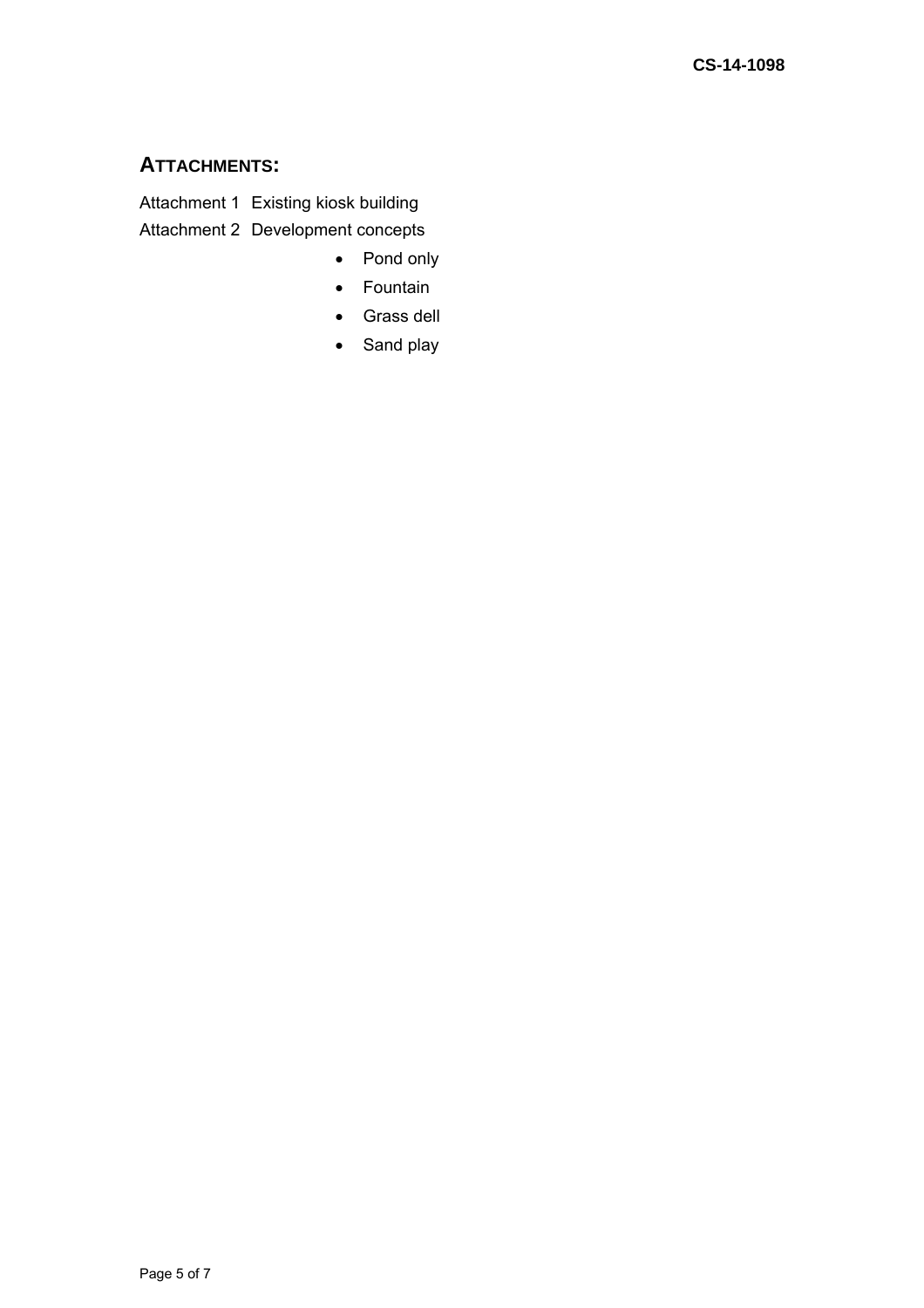## ATTACHMENTS:

Attachment 1 Existing kiosk building

Attachment 2 Development concepts

- Pond only
- Fountain
- Grass dell
- Sand play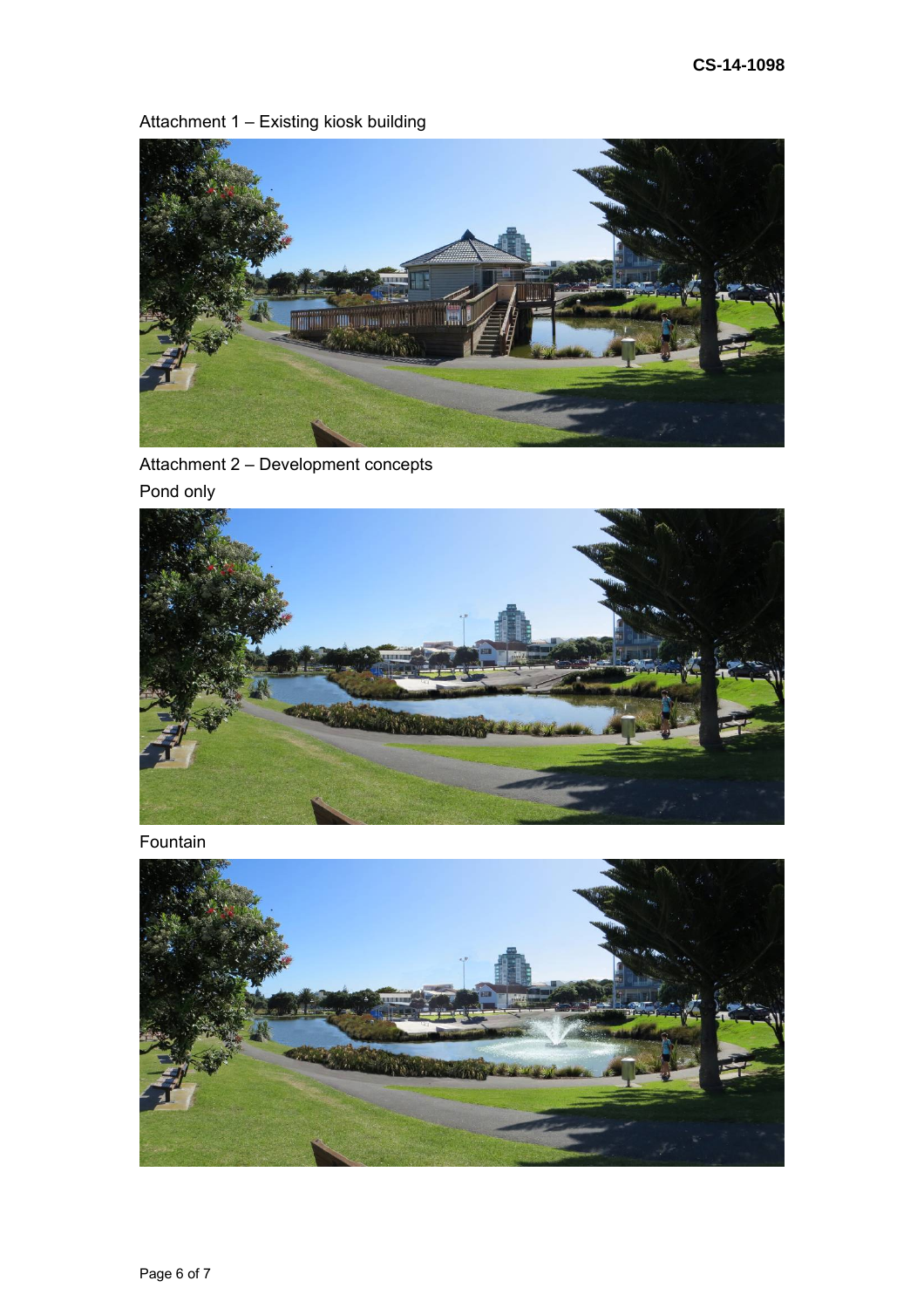Attachment 1 – Existing kiosk building

Attachment 2 – Development concepts

Pond only

Fountain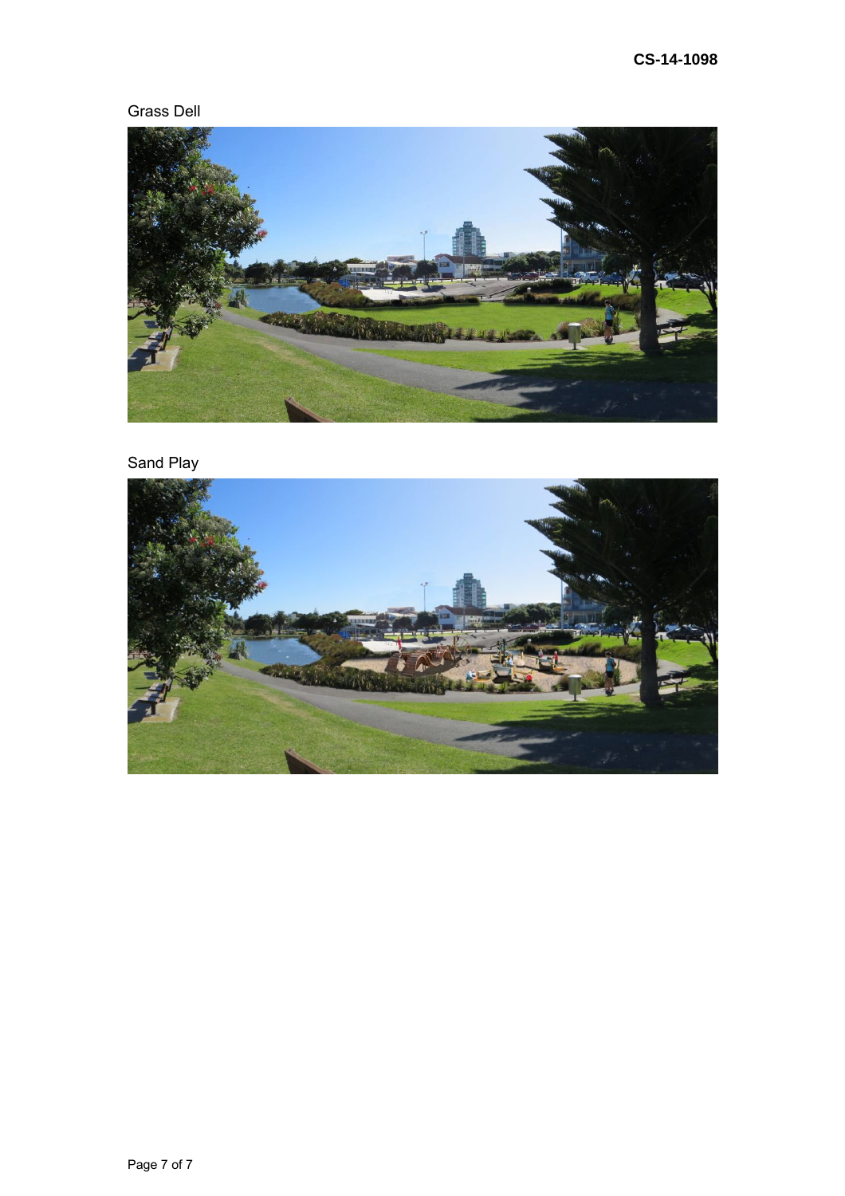Grass Dell

Sand Play